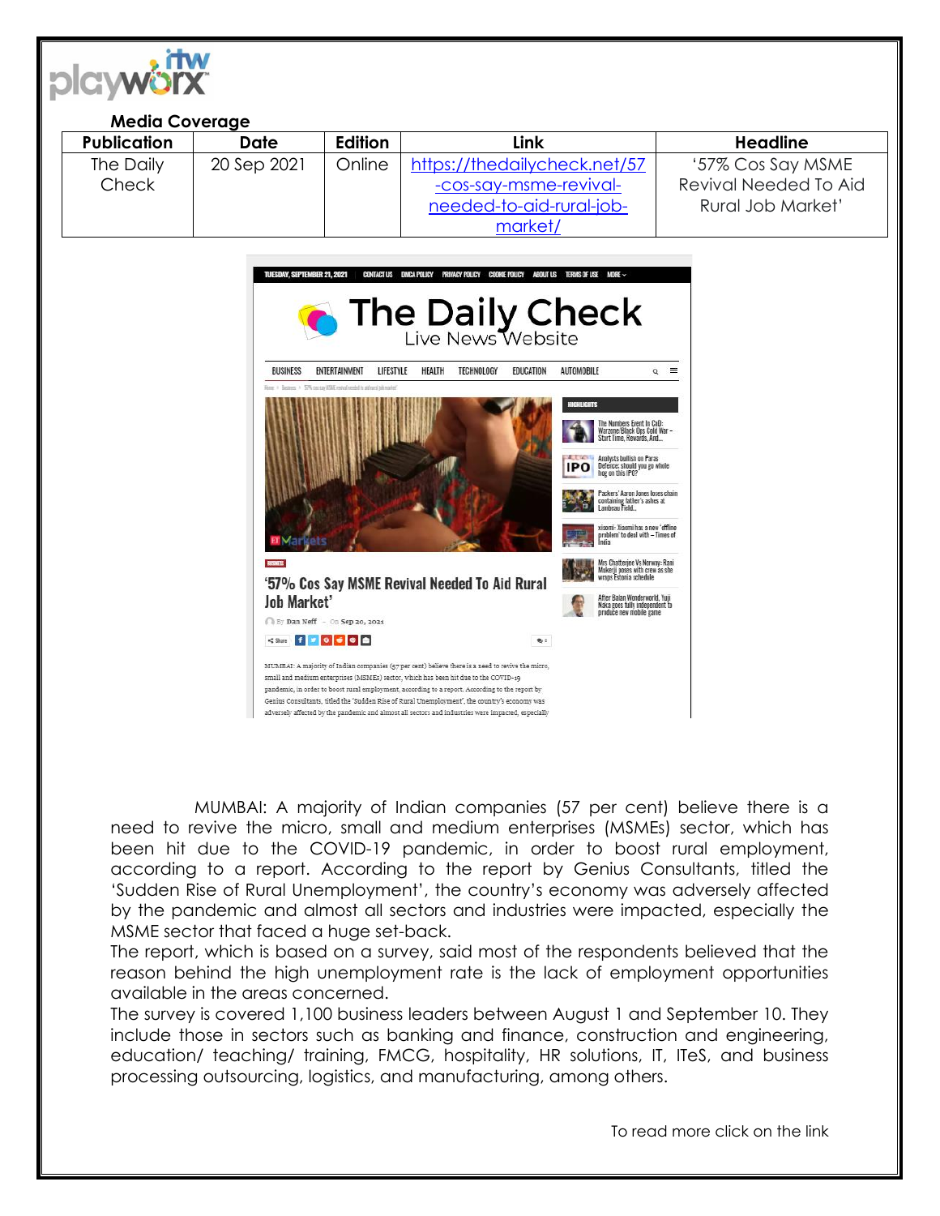**Media Coverage**

| Publication | Date | Edition | Link | Headline |
|---|---|---|---|---|
| The Daily Check | 20 Sep 2021 | Online | https://thedailycheck.net/57-cos-say-msme-revival-needed-to-aid-rural-job-market/ | '57% Cos Say MSME Revival Needed To Aid Rural Job Market' |

MUMBAI: A majority of Indian companies (57 per cent) believe there is a need to revive the micro, small and medium enterprises (MSMEs) sector, which has been hit due to the COVID-19 pandemic, in order to boost rural employment, according to a report. According to the report by Genius Consultants, titled the 'Sudden Rise of Rural Unemployment', the country's economy was adversely affected by the pandemic and almost all sectors and industries were impacted, especially the MSME sector that faced a huge set-back.

The report, which is based on a survey, said most of the respondents believed that the reason behind the high unemployment rate is the lack of employment opportunities available in the areas concerned.

The survey is covered 1,100 business leaders between August 1 and September 10. They include those in sectors such as banking and finance, construction and engineering, education/ teaching/ training, FMCG, hospitality, HR solutions, IT, ITeS, and business processing outsourcing, logistics, and manufacturing, among others.

To read more click on the link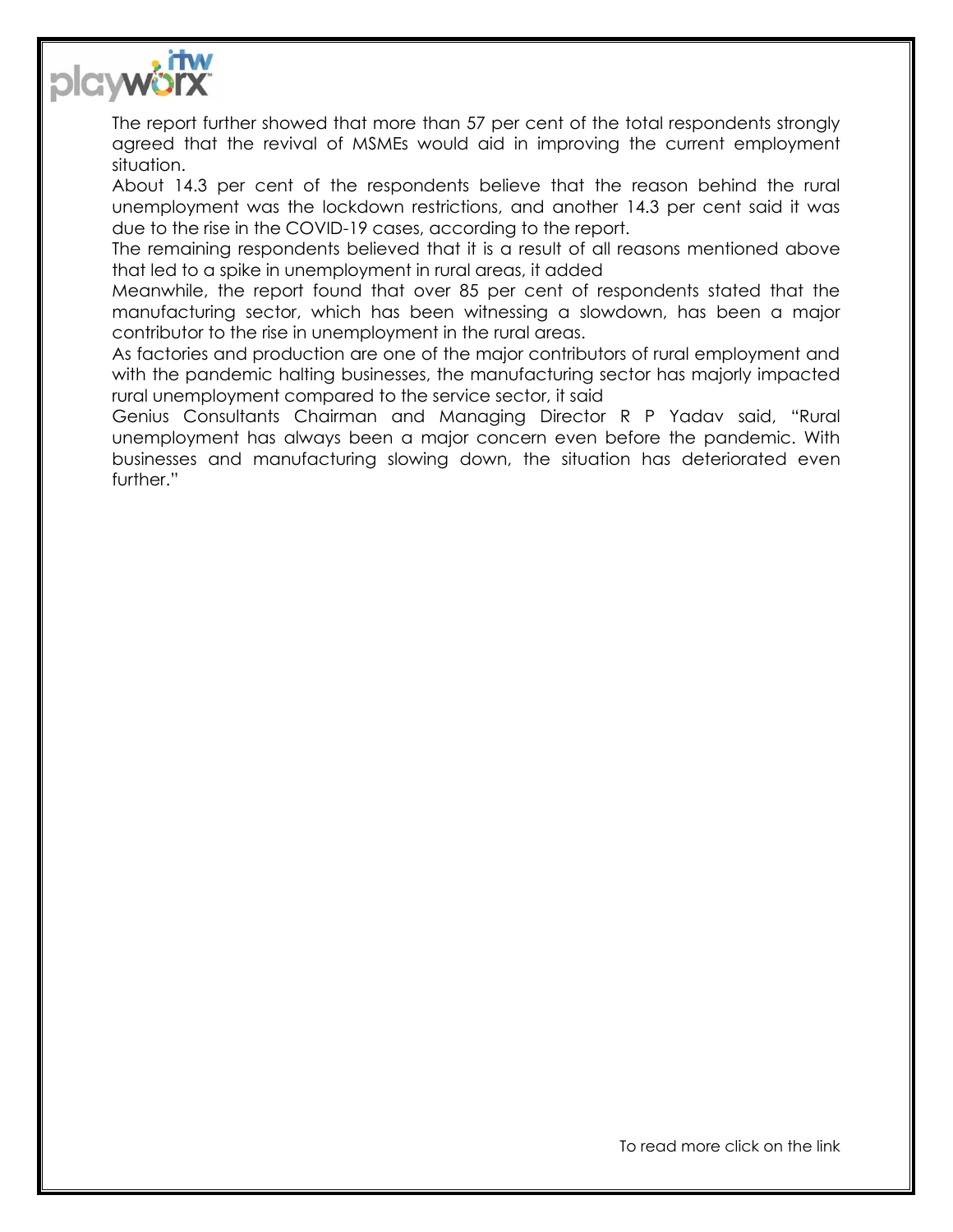The report further showed that more than 57 per cent of the total respondents strongly agreed that the revival of MSMEs would aid in improving the current employment situation.

About 14.3 per cent of the respondents believe that the reason behind the rural unemployment was the lockdown restrictions, and another 14.3 per cent said it was due to the rise in the COVID-19 cases, according to the report.

The remaining respondents believed that it is a result of all reasons mentioned above that led to a spike in unemployment in rural areas, it added

Meanwhile, the report found that over 85 per cent of respondents stated that the manufacturing sector, which has been witnessing a slowdown, has been a major contributor to the rise in unemployment in the rural areas.

As factories and production are one of the major contributors of rural employment and with the pandemic halting businesses, the manufacturing sector has majorly impacted rural unemployment compared to the service sector, it said

Genius Consultants Chairman and Managing Director R P Yadav said, "Rural unemployment has always been a major concern even before the pandemic. With businesses and manufacturing slowing down, the situation has deteriorated even further."

To read more click on the link